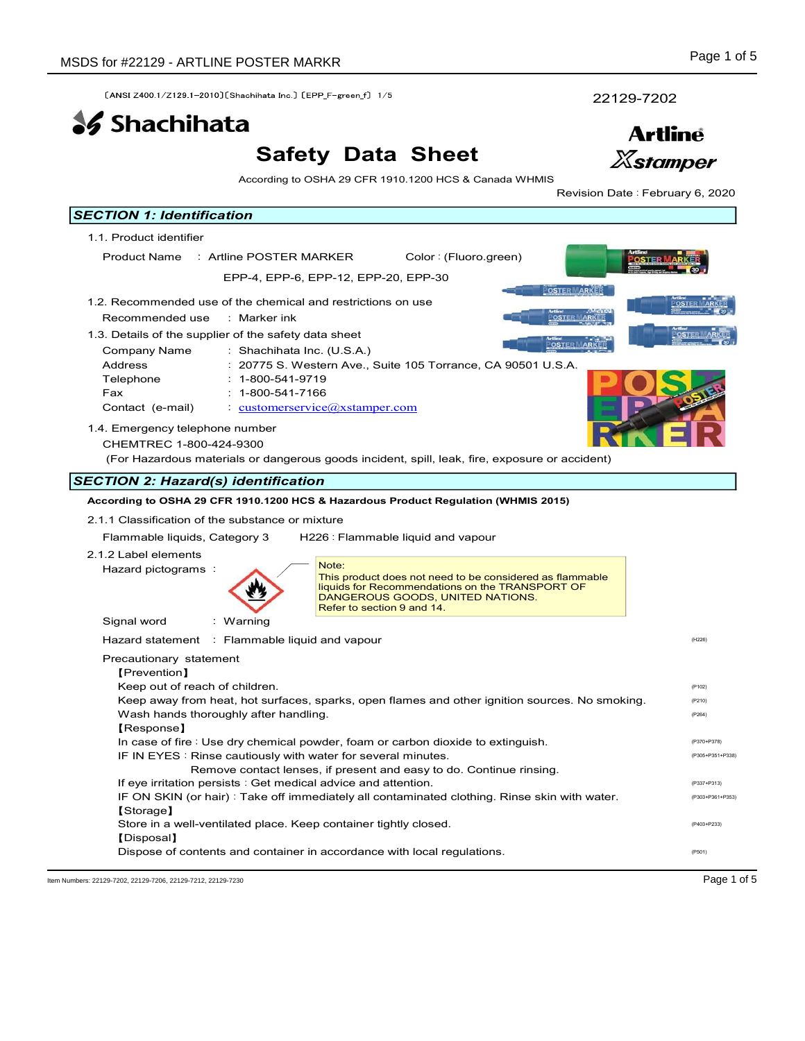〔ANSI Z400.1/Z129.1-2010〕〔Shachihata Inc.〕〔EPP_F-green_f〕 1/5

22129-7202

Shachihata

Artline Xstamper

# Safety Data Sheet

According to OSHA 29 CFR 1910.1200 HCS & Canada WHMIS

Revision Date : February 6, 2020

## SECTION 1: Identification

1.1. Product identifier

Product Name : Artline POSTER MARKER Color : (Fluoro.green)

EPP-4, EPP-6, EPP-12, EPP-20, EPP-30

1.2. Recommended use of the chemical and restrictions on use

Recommended use : Marker ink

1.3. Details of the supplier of the safety data sheet

| | |
|---|---|
| Company Name | : Shachihata Inc. (U.S.A.) |
| Address | : 20775 S. Western Ave., Suite 105 Torrance, CA 90501 U.S.A. |
| Telephone | : 1-800-541-9719 |
| Fax | : 1-800-541-7166 |
| Contact (e-mail) | : customerservice@xstamper.com |

1.4. Emergency telephone number

CHEMTREC 1-800-424-9300

(For Hazardous materials or dangerous goods incident, spill, leak, fire, exposure or accident)

## SECTION 2: Hazard(s) identification

**According to OSHA 29 CFR 1910.1200 HCS & Hazardous Product Regulation (WHMIS 2015)**

2.1.1 Classification of the substance or mixture

Flammable liquids, Category 3 H226 : Flammable liquid and vapour

2.1.2 Label elements

Hazard pictograms :

Note:
This product does not need to be considered as flammable liquids for Recommendations on the TRANSPORT OF DANGEROUS GOODS, UNITED NATIONS.
Refer to section 9 and 14.

Signal word : Warning

Hazard statement : Flammable liquid and vapour (H226)

Precautionary statement

【Prevention】

Keep out of reach of children. (P102)

Keep away from heat, hot surfaces, sparks, open flames and other ignition sources. No smoking. (P210)

Wash hands thoroughly after handling. (P264)

【Response】

In case of fire : Use dry chemical powder, foam or carbon dioxide to extinguish. (P370+P378)

IF IN EYES : Rinse cautiously with water for several minutes. Remove contact lenses, if present and easy to do. Continue rinsing. (P305+P351+P338)

If eye irritation persists : Get medical advice and attention. (P337+P313)

IF ON SKIN (or hair) : Take off immediately all contaminated clothing. Rinse skin with water. (P303+P361+P353)

【Storage】

Store in a well-ventilated place. Keep container tightly closed. (P403+P233)

【Disposal】

Dispose of contents and container in accordance with local regulations. (P501)

Item Numbers: 22129-7202, 22129-7206, 22129-7212, 22129-7230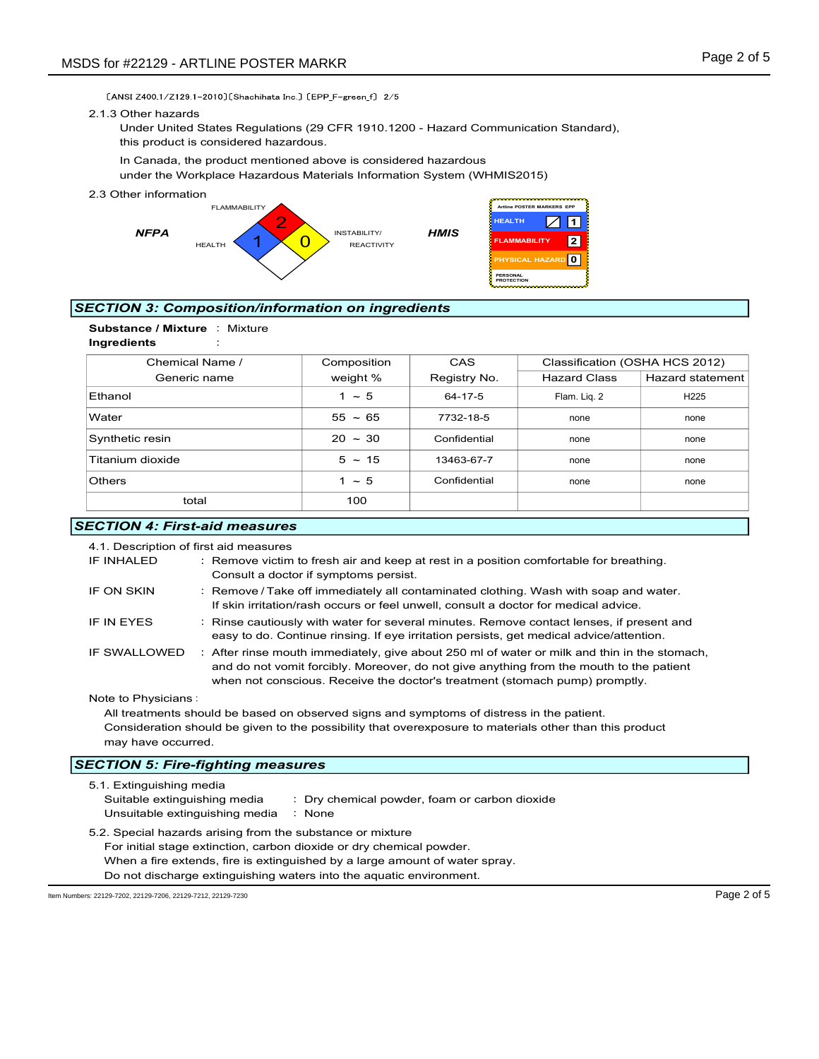〔ANSI Z400.1/Z129.1-2010〕〔Shachihata Inc.〕〔EPP_F-green_f〕 2/5

2.1.3 Other hazards

Under United States Regulations (29 CFR 1910.1200 - Hazard Communication Standard), this product is considered hazardous.

In Canada, the product mentioned above is considered hazardous under the Workplace Hazardous Materials Information System (WHMIS2015)

2.3 Other information

**NFPA**

FLAMMABILITY: 2
HEALTH: 1
INSTABILITY/REACTIVITY: 0

**HMIS**

Artline POSTER MARKERS EPP

| | |
|---|---|
| HEALTH | / 1 |
| FLAMMABILITY | 2 |
| PHYSICAL HAZARD | 0 |
| PERSONAL PROTECTION | |

## *SECTION 3: Composition/information on ingredients*

**Substance / Mixture** : Mixture

**Ingredients** :

| Chemical Name / Generic name | Composition weight % | CAS Registry No. | Classification (OSHA HCS 2012) | |
|---|---|---|---|---|
| | | | Hazard Class | Hazard statement |
| Ethanol | 1 ～ 5 | 64-17-5 | Flam. Liq. 2 | H225 |
| Water | 55 ～ 65 | 7732-18-5 | none | none |
| Synthetic resin | 20 ～ 30 | Confidential | none | none |
| Titanium dioxide | 5 ～ 15 | 13463-67-7 | none | none |
| Others | 1 ～ 5 | Confidential | none | none |
| total | 100 | | | |

## *SECTION 4: First-aid measures*

4.1. Description of first aid measures

IF INHALED : Remove victim to fresh air and keep at rest in a position comfortable for breathing. Consult a doctor if symptoms persist.

IF ON SKIN : Remove / Take off immediately all contaminated clothing. Wash with soap and water. If skin irritation/rash occurs or feel unwell, consult a doctor for medical advice.

IF IN EYES : Rinse cautiously with water for several minutes. Remove contact lenses, if present and easy to do. Continue rinsing. If eye irritation persists, get medical advice/attention.

IF SWALLOWED : After rinse mouth immediately, give about 250 ml of water or milk and thin in the stomach, and do not vomit forcibly. Moreover, do not give anything from the mouth to the patient when not conscious. Receive the doctor's treatment (stomach pump) promptly.

Note to Physicians :

All treatments should be based on observed signs and symptoms of distress in the patient. Consideration should be given to the possibility that overexposure to materials other than this product may have occurred.

## *SECTION 5: Fire-fighting measures*

5.1. Extinguishing media

Suitable extinguishing media : Dry chemical powder, foam or carbon dioxide

Unsuitable extinguishing media : None

5.2. Special hazards arising from the substance or mixture

For initial stage extinction, carbon dioxide or dry chemical powder.

When a fire extends, fire is extinguished by a large amount of water spray.

Do not discharge extinguishing waters into the aquatic environment.

Item Numbers: 22129-7202, 22129-7206, 22129-7212, 22129-7230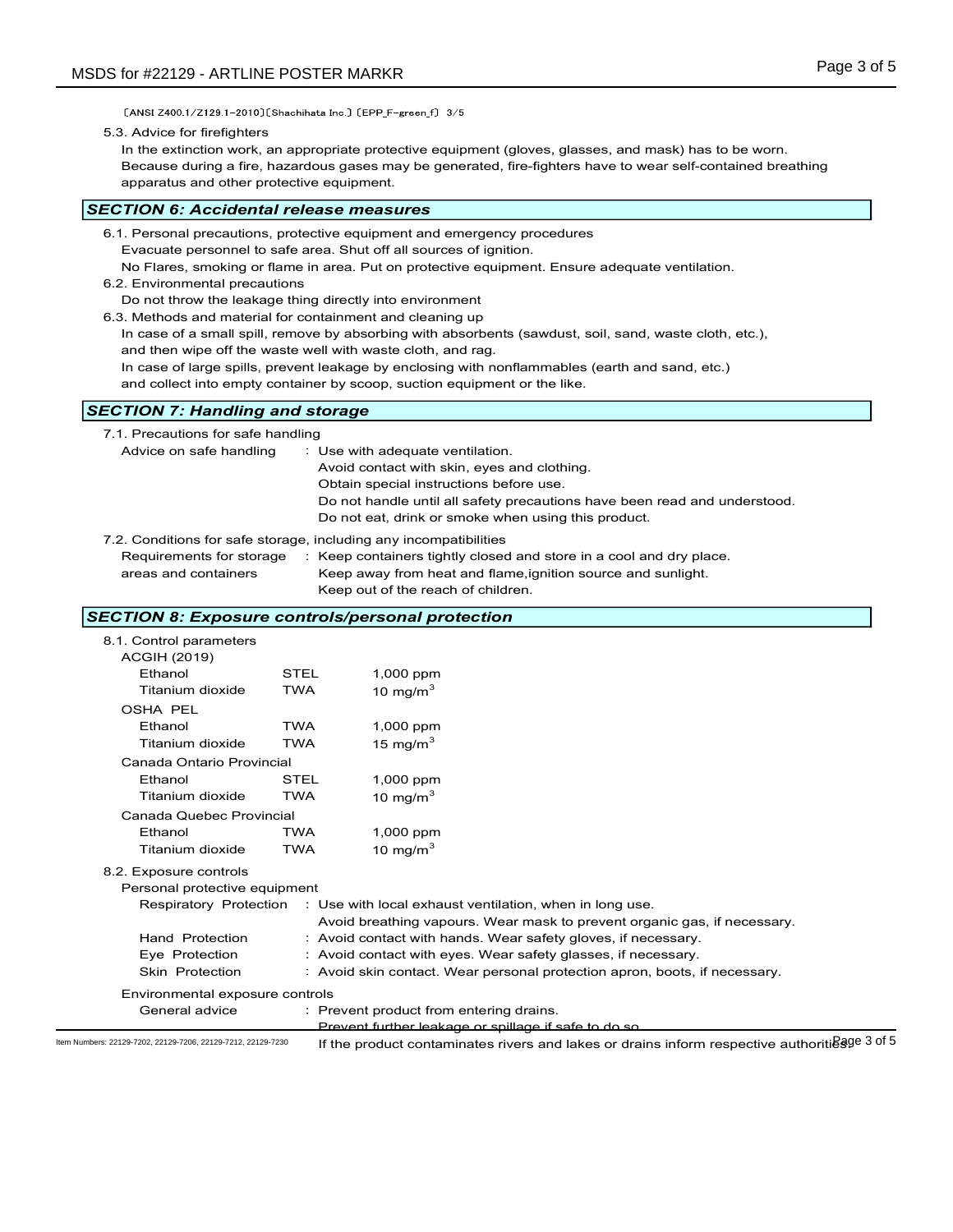〔ANSI Z400.1/Z129.1-2010〕〔Shachihata Inc.〕〔EPP_F-green_f〕 3/5

5.3. Advice for firefighters

In the extinction work, an appropriate protective equipment (gloves, glasses, and mask) has to be worn. Because during a fire, hazardous gases may be generated, fire-fighters have to wear self-contained breathing apparatus and other protective equipment.

## SECTION 6: Accidental release measures

6.1. Personal precautions, protective equipment and emergency procedures

Evacuate personnel to safe area. Shut off all sources of ignition.
No Flares, smoking or flame in area. Put on protective equipment. Ensure adequate ventilation.

6.2. Environmental precautions

Do not throw the leakage thing directly into environment

6.3. Methods and material for containment and cleaning up

In case of a small spill, remove by absorbing with absorbents (sawdust, soil, sand, waste cloth, etc.), and then wipe off the waste well with waste cloth, and rag.
In case of large spills, prevent leakage by enclosing with nonflammables (earth and sand, etc.) and collect into empty container by scoop, suction equipment or the like.

## SECTION 7: Handling and storage

7.1. Precautions for safe handling

Advice on safe handling : Use with adequate ventilation.
Avoid contact with skin, eyes and clothing.
Obtain special instructions before use.
Do not handle until all safety precautions have been read and understood.
Do not eat, drink or smoke when using this product.

7.2. Conditions for safe storage, including any incompatibilities

Requirements for storage areas and containers : Keep containers tightly closed and store in a cool and dry place.
Keep away from heat and flame,ignition source and sunlight.
Keep out of the reach of children.

## SECTION 8: Exposure controls/personal protection

8.1. Control parameters

| | | |
|---|---|---|
| **ACGIH (2019)** | | |
| Ethanol | STEL | 1,000 ppm |
| Titanium dioxide | TWA | 10 mg/m$^3$ |
| **OSHA PEL** | | |
| Ethanol | TWA | 1,000 ppm |
| Titanium dioxide | TWA | 15 mg/m$^3$ |
| **Canada Ontario Provincial** | | |
| Ethanol | STEL | 1,000 ppm |
| Titanium dioxide | TWA | 10 mg/m$^3$ |
| **Canada Quebec Provincial** | | |
| Ethanol | TWA | 1,000 ppm |
| Titanium dioxide | TWA | 10 mg/m$^3$ |

8.2. Exposure controls

Personal protective equipment

Respiratory Protection : Use with local exhaust ventilation, when in long use.
Avoid breathing vapours. Wear mask to prevent organic gas, if necessary.

Hand Protection : Avoid contact with hands. Wear safety gloves, if necessary.

Eye Protection : Avoid contact with eyes. Wear safety glasses, if necessary.

Skin Protection : Avoid skin contact. Wear personal protection apron, boots, if necessary.

Environmental exposure controls

General advice : Prevent product from entering drains.
Prevent further leakage or spillage if safe to do so.
If the product contaminates rivers and lakes or drains inform respective authorities.

Item Numbers: 22129-7202, 22129-7206, 22129-7212, 22129-7230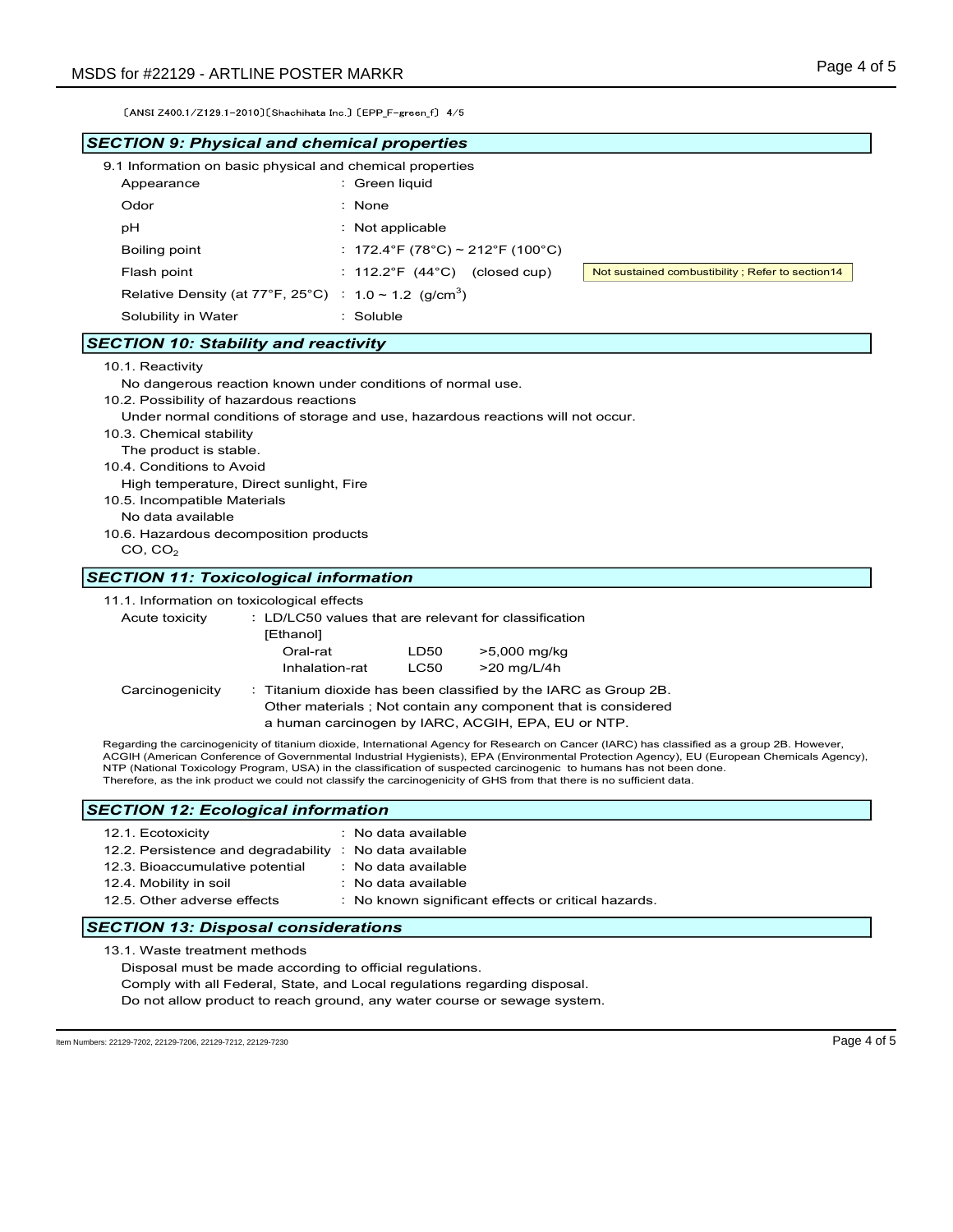〔ANSI Z400.1/Z129.1-2010〕〔Shachihata Inc.〕〔EPP_F-green_f〕 4/5

## *SECTION 9: Physical and chemical properties*

9.1 Information on basic physical and chemical properties

| Property | Value | |
|---|---|---|
| Appearance | : Green liquid | |
| Odor | : None | |
| pH | : Not applicable | |
| Boiling point | : 172.4°F (78°C) ~ 212°F (100°C) | |
| Flash point | : 112.2°F (44°C) (closed cup) | Not sustained combustibility ; Refer to section14 |
| Relative Density (at 77°F, 25°C) | : 1.0 ~ 1.2 ($g/cm^3$) | |
| Solubility in Water | : Soluble | |

## *SECTION 10: Stability and reactivity*

10.1. Reactivity

No dangerous reaction known under conditions of normal use.

10.2. Possibility of hazardous reactions

Under normal conditions of storage and use, hazardous reactions will not occur.

10.3. Chemical stability

The product is stable.

10.4. Conditions to Avoid

High temperature, Direct sunlight, Fire

10.5. Incompatible Materials

No data available

10.6. Hazardous decomposition products

$CO$, $CO_2$

## *SECTION 11: Toxicological information*

11.1. Information on toxicological effects

Acute toxicity : LD/LC50 values that are relevant for classification

[Ethanol]

| | | |
|---|---|---|
| Oral-rat | LD50 | >5,000 mg/kg |
| Inhalation-rat | LC50 | >20 mg/L/4h |

Carcinogenicity : Titanium dioxide has been classified by the IARC as Group 2B.
Other materials ; Not contain any component that is considered a human carcinogen by IARC, ACGIH, EPA, EU or NTP.

Regarding the carcinogenicity of titanium dioxide, International Agency for Research on Cancer (IARC) has classified as a group 2B. However, ACGIH (American Conference of Governmental Industrial Hygienists), EPA (Environmental Protection Agency), EU (European Chemicals Agency), NTP (National Toxicology Program, USA) in the classification of suspected carcinogenic to humans has not been done.
Therefore, as the ink product we could not classify the carcinogenicity of GHS from that there is no sufficient data.

## *SECTION 12: Ecological information*

| | |
|---|---|
| 12.1. Ecotoxicity | : No data available |
| 12.2. Persistence and degradability | : No data available |
| 12.3. Bioaccumulative potential | : No data available |
| 12.4. Mobility in soil | : No data available |
| 12.5. Other adverse effects | : No known significant effects or critical hazards. |

## *SECTION 13: Disposal considerations*

13.1. Waste treatment methods

Disposal must be made according to official regulations.
Comply with all Federal, State, and Local regulations regarding disposal.
Do not allow product to reach ground, any water course or sewage system.

Item Numbers: 22129-7202, 22129-7206, 22129-7212, 22129-7230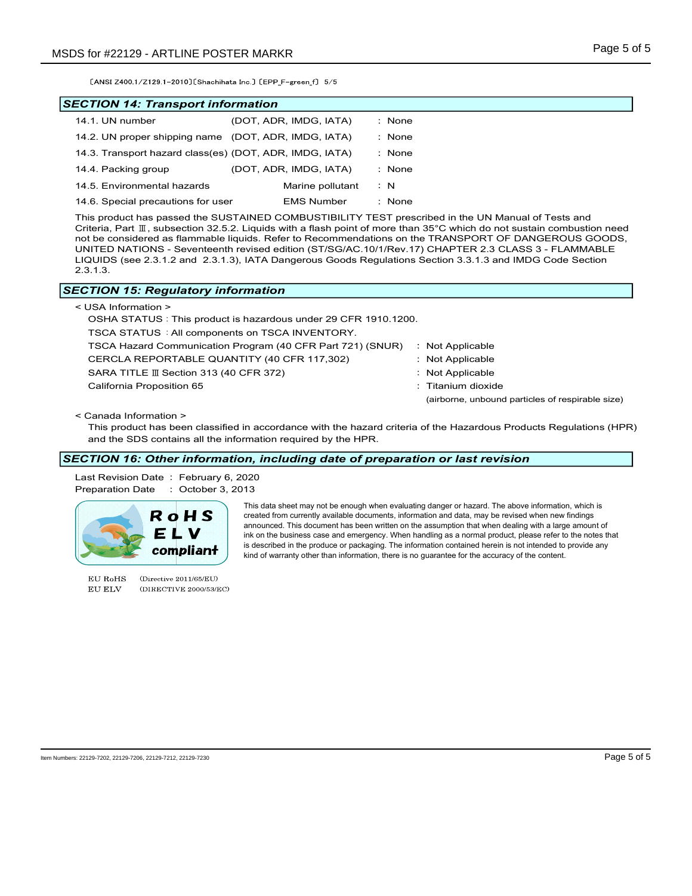〔ANSI Z400.1/Z129.1-2010〕〔Shachihata Inc.〕〔EPP_F-green_f〕 5/5

## SECTION 14: Transport information

| | | |
|---|---|---|
| 14.1. UN number | (DOT, ADR, IMDG, IATA) | : None |
| 14.2. UN proper shipping name | (DOT, ADR, IMDG, IATA) | : None |
| 14.3. Transport hazard class(es) | (DOT, ADR, IMDG, IATA) | : None |
| 14.4. Packing group | (DOT, ADR, IMDG, IATA) | : None |
| 14.5. Environmental hazards | Marine pollutant | : N |
| 14.6. Special precautions for user | EMS Number | : None |

This product has passed the SUSTAINED COMBUSTIBILITY TEST prescribed in the UN Manual of Tests and Criteria, Part Ⅲ, subsection 32.5.2. Liquids with a flash point of more than 35°C which do not sustain combustion need not be considered as flammable liquids. Refer to Recommendations on the TRANSPORT OF DANGEROUS GOODS, UNITED NATIONS - Seventeenth revised edition (ST/SG/AC.10/1/Rev.17) CHAPTER 2.3 CLASS 3 - FLAMMABLE LIQUIDS (see 2.3.1.2 and 2.3.1.3), IATA Dangerous Goods Regulations Section 3.3.1.3 and IMDG Code Section 2.3.1.3.

## SECTION 15: Regulatory information

< USA Information >

OSHA STATUS : This product is hazardous under 29 CFR 1910.1200.

TSCA STATUS : All components on TSCA INVENTORY.

| | |
|---|---|
| TSCA Hazard Communication Program (40 CFR Part 721) (SNUR) | : Not Applicable |
| CERCLA REPORTABLE QUANTITY (40 CFR 117,302) | : Not Applicable |
| SARA TITLE Ⅲ Section 313 (40 CFR 372) | : Not Applicable |
| California Proposition 65 | : Titanium dioxide (airborne, unbound particles of respirable size) |

< Canada Information >

This product has been classified in accordance with the hazard criteria of the Hazardous Products Regulations (HPR) and the SDS contains all the information required by the HPR.

## SECTION 16: Other information, including date of preparation or last revision

Last Revision Date : February 6, 2020

Preparation Date : October 3, 2013

RoHS ELV compliant

This data sheet may not be enough when evaluating danger or hazard. The above information, which is created from currently available documents, information and data, may be revised when new findings announced. This document has been written on the assumption that when dealing with a large amount of ink on the business case and emergency. When handling as a normal product, please refer to the notes that is described in the produce or packaging. The information contained herein is not intended to provide any kind of warranty other than information, there is no guarantee for the accuracy of the content.

EU RoHS (Directive 2011/65/EU)

EU ELV (DIRECTIVE 2000/53/EC)

Item Numbers: 22129-7202, 22129-7206, 22129-7212, 22129-7230